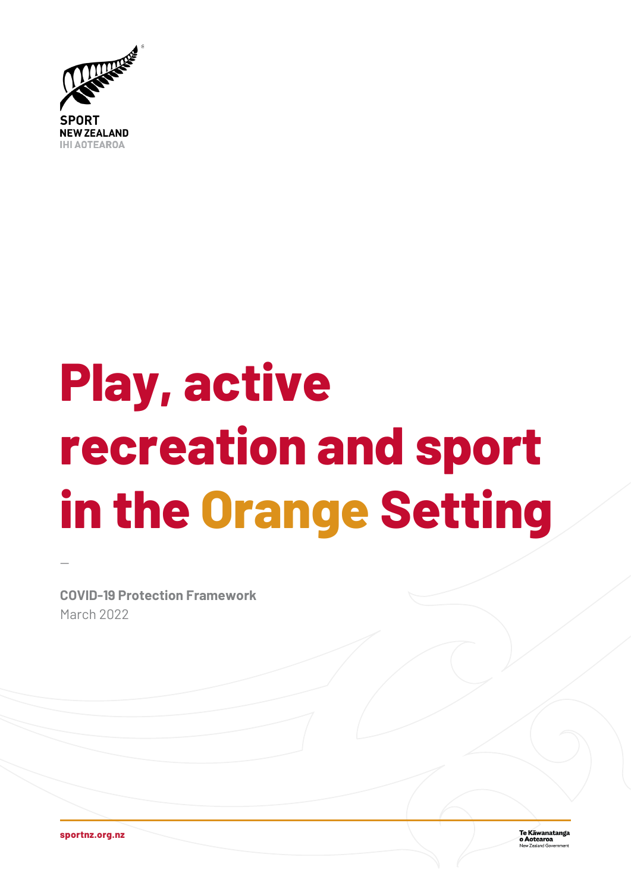SPORT
NEW ZEALAND
IHI AOTEAROA

# Play, active recreation and sport in the Orange Setting

—

**COVID-19 Protection Framework**
March 2022

**sportnz.org.nz**

Te Kāwanatanga o Aotearoa
New Zealand Government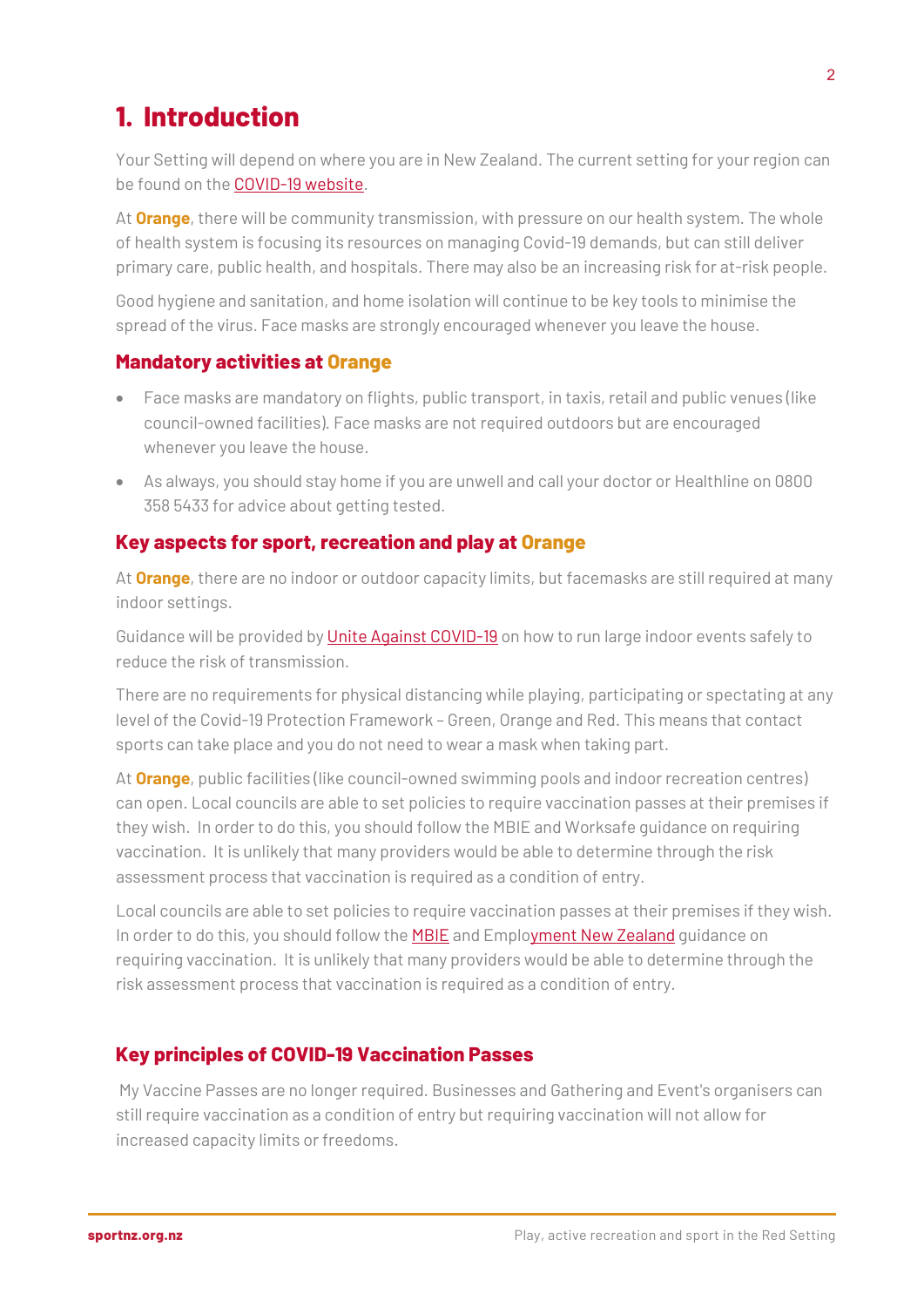# 1. Introduction

Your Setting will depend on where you are in New Zealand. The current setting for your region can be found on the COVID-19 website.

At **Orange**, there will be community transmission, with pressure on our health system. The whole of health system is focusing its resources on managing Covid-19 demands, but can still deliver primary care, public health, and hospitals. There may also be an increasing risk for at-risk people.

Good hygiene and sanitation, and home isolation will continue to be key tools to minimise the spread of the virus. Face masks are strongly encouraged whenever you leave the house.

### Mandatory activities at Orange

- Face masks are mandatory on flights, public transport, in taxis, retail and public venues (like council-owned facilities). Face masks are not required outdoors but are encouraged whenever you leave the house.
- As always, you should stay home if you are unwell and call your doctor or Healthline on 0800 358 5433 for advice about getting tested.

### Key aspects for sport, recreation and play at Orange

At **Orange**, there are no indoor or outdoor capacity limits, but facemasks are still required at many indoor settings.

Guidance will be provided by Unite Against COVID-19 on how to run large indoor events safely to reduce the risk of transmission.

There are no requirements for physical distancing while playing, participating or spectating at any level of the Covid-19 Protection Framework – Green, Orange and Red. This means that contact sports can take place and you do not need to wear a mask when taking part.

At **Orange**, public facilities (like council-owned swimming pools and indoor recreation centres) can open. Local councils are able to set policies to require vaccination passes at their premises if they wish. In order to do this, you should follow the MBIE and Worksafe guidance on requiring vaccination. It is unlikely that many providers would be able to determine through the risk assessment process that vaccination is required as a condition of entry.

Local councils are able to set policies to require vaccination passes at their premises if they wish. In order to do this, you should follow the MBIE and Employment New Zealand guidance on requiring vaccination. It is unlikely that many providers would be able to determine through the risk assessment process that vaccination is required as a condition of entry.

### Key principles of COVID-19 Vaccination Passes

My Vaccine Passes are no longer required. Businesses and Gathering and Event's organisers can still require vaccination as a condition of entry but requiring vaccination will not allow for increased capacity limits or freedoms.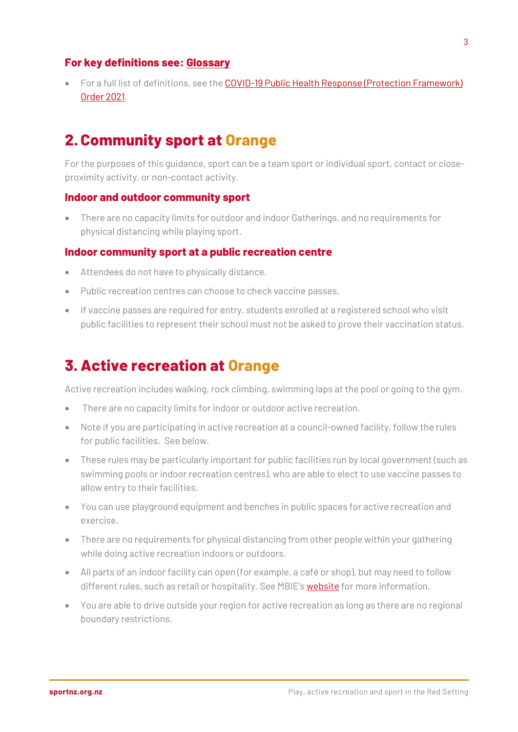### For key definitions see: Glossary

- For a full list of definitions, see the COVID-19 Public Health Response (Protection Framework) Order 2021.

## 2. Community sport at Orange

For the purposes of this guidance, sport can be a team sport or individual sport, contact or close-proximity activity, or non-contact activity.

### Indoor and outdoor community sport

- There are no capacity limits for outdoor and indoor Gatherings, and no requirements for physical distancing while playing sport.

### Indoor community sport at a public recreation centre

- Attendees do not have to physically distance.
- Public recreation centres can choose to check vaccine passes.
- If vaccine passes are required for entry, students enrolled at a registered school who visit public facilities to represent their school must not be asked to prove their vaccination status.

## 3. Active recreation at Orange

Active recreation includes walking, rock climbing, swimming laps at the pool or going to the gym.

- There are no capacity limits for indoor or outdoor active recreation.
- Note if you are participating in active recreation at a council-owned facility, follow the rules for public facilities. See below.
- These rules may be particularly important for public facilities run by local government (such as swimming pools or indoor recreation centres), who are able to elect to use vaccine passes to allow entry to their facilities.
- You can use playground equipment and benches in public spaces for active recreation and exercise.
- There are no requirements for physical distancing from other people within your gathering while doing active recreation indoors or outdoors.
- All parts of an indoor facility can open (for example, a café or shop), but may need to follow different rules, such as retail or hospitality. See MBIE's website for more information.
- You are able to drive outside your region for active recreation as long as there are no regional boundary restrictions.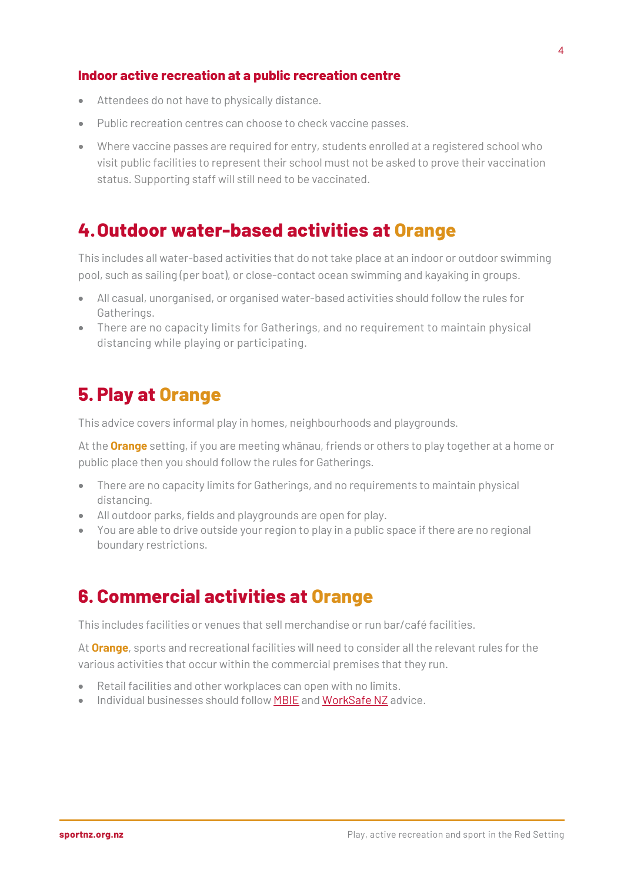### Indoor active recreation at a public recreation centre

- Attendees do not have to physically distance.
- Public recreation centres can choose to check vaccine passes.
- Where vaccine passes are required for entry, students enrolled at a registered school who visit public facilities to represent their school must not be asked to prove their vaccination status. Supporting staff will still need to be vaccinated.

## 4. Outdoor water-based activities at Orange

This includes all water-based activities that do not take place at an indoor or outdoor swimming pool, such as sailing (per boat), or close-contact ocean swimming and kayaking in groups.

- All casual, unorganised, or organised water-based activities should follow the rules for Gatherings.
- There are no capacity limits for Gatherings, and no requirement to maintain physical distancing while playing or participating.

## 5. Play at Orange

This advice covers informal play in homes, neighbourhoods and playgrounds.

At the **Orange** setting, if you are meeting whānau, friends or others to play together at a home or public place then you should follow the rules for Gatherings.

- There are no capacity limits for Gatherings, and no requirements to maintain physical distancing.
- All outdoor parks, fields and playgrounds are open for play.
- You are able to drive outside your region to play in a public space if there are no regional boundary restrictions.

## 6. Commercial activities at Orange

This includes facilities or venues that sell merchandise or run bar/café facilities.

At **Orange**, sports and recreational facilities will need to consider all the relevant rules for the various activities that occur within the commercial premises that they run.

- Retail facilities and other workplaces can open with no limits.
- Individual businesses should follow MBIE and WorkSafe NZ advice.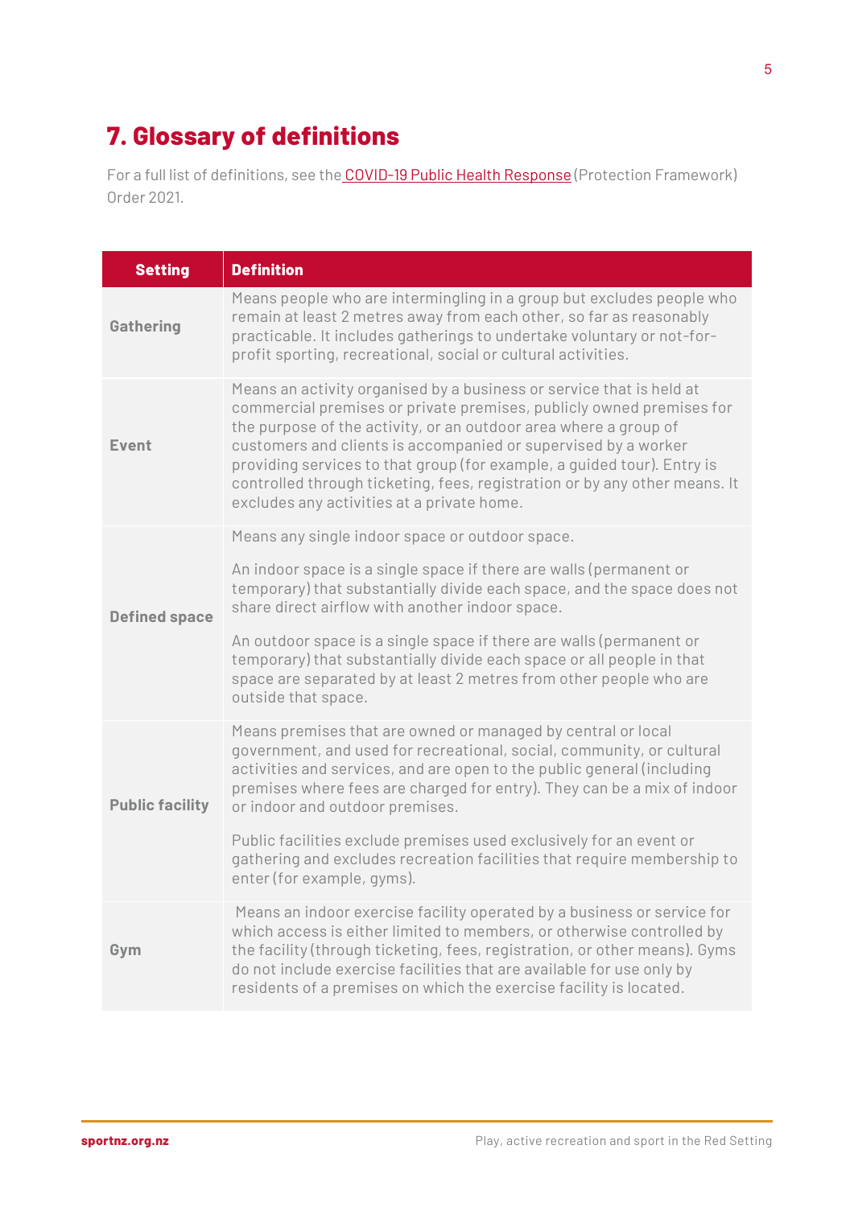# 7. Glossary of definitions

For a full list of definitions, see the [COVID-19 Public Health Response](COVID-19 Public Health Response) (Protection Framework) Order 2021.

| Setting | Definition |
| --- | --- |
| **Gathering** | Means people who are intermingling in a group but excludes people who remain at least 2 metres away from each other, so far as reasonably practicable. It includes gatherings to undertake voluntary or not-for-profit sporting, recreational, social or cultural activities. |
| **Event** | Means an activity organised by a business or service that is held at commercial premises or private premises, publicly owned premises for the purpose of the activity, or an outdoor area where a group of customers and clients is accompanied or supervised by a worker providing services to that group (for example, a guided tour). Entry is controlled through ticketing, fees, registration or by any other means. It excludes any activities at a private home. |
| **Defined space** | Means any single indoor space or outdoor space.<br><br>An indoor space is a single space if there are walls (permanent or temporary) that substantially divide each space, and the space does not share direct airflow with another indoor space.<br><br>An outdoor space is a single space if there are walls (permanent or temporary) that substantially divide each space or all people in that space are separated by at least 2 metres from other people who are outside that space. |
| **Public facility** | Means premises that are owned or managed by central or local government, and used for recreational, social, community, or cultural activities and services, and are open to the public general (including premises where fees are charged for entry). They can be a mix of indoor or indoor and outdoor premises.<br><br>Public facilities exclude premises used exclusively for an event or gathering and excludes recreation facilities that require membership to enter (for example, gyms). |
| **Gym** | Means an indoor exercise facility operated by a business or service for which access is either limited to members, or otherwise controlled by the facility (through ticketing, fees, registration, or other means). Gyms do not include exercise facilities that are available for use only by residents of a premises on which the exercise facility is located. |